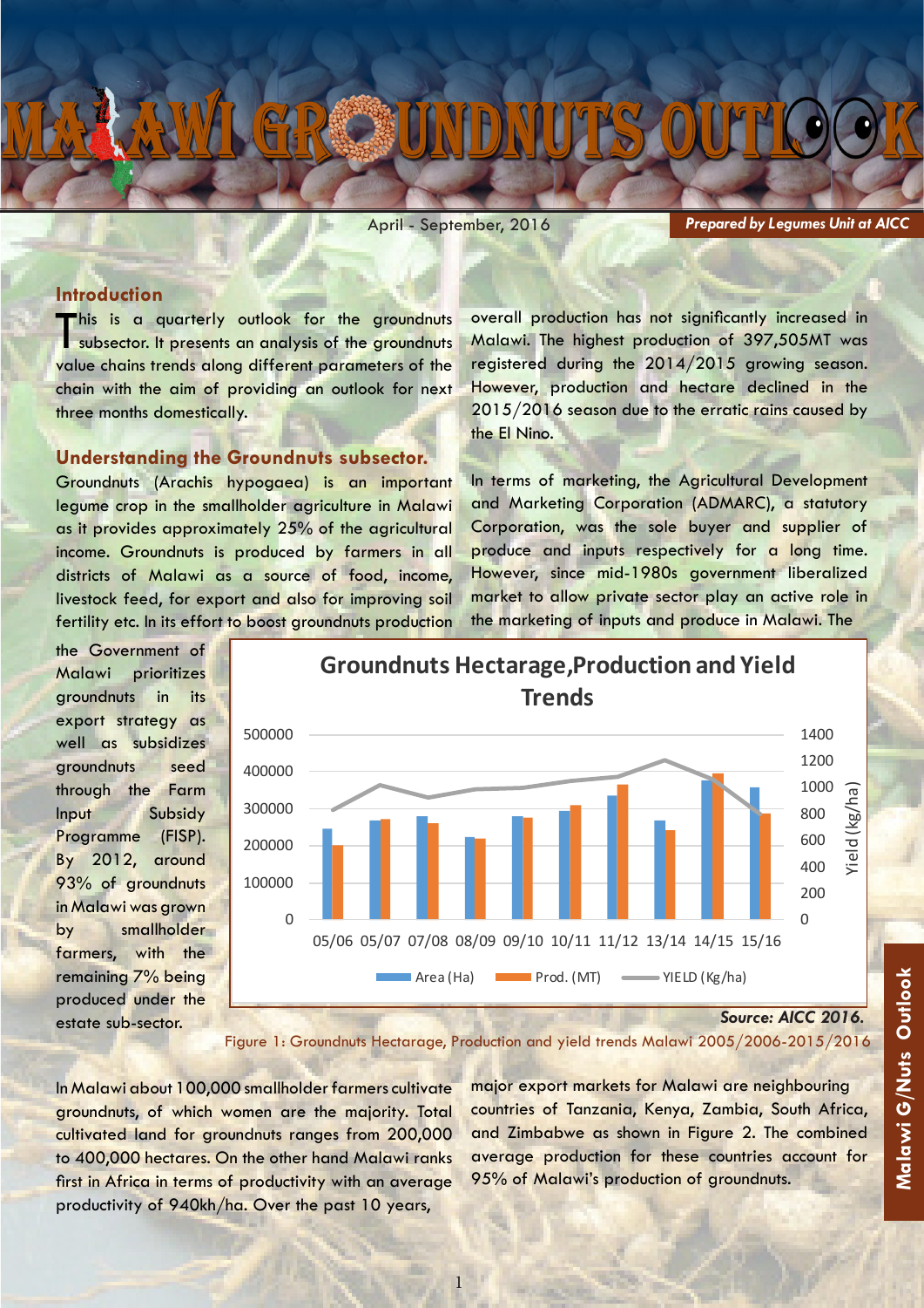# MALAWI GROUNDNUTS OUTLOOK

April - September, 2016

***Prepared by Legumes Unit at AICC***

## Introduction

This is a quarterly outlook for the groundnuts subsector. It presents an analysis of the groundnuts value chains trends along different parameters of the chain with the aim of providing an outlook for next three months domestically.

## Understanding the Groundnuts subsector.

Groundnuts (Arachis hypogaea) is an important legume crop in the smallholder agriculture in Malawi as it provides approximately 25% of the agricultural income. Groundnuts is produced by farmers in all districts of Malawi as a source of food, income, livestock feed, for export and also for improving soil fertility etc. In its effort to boost groundnuts production the Government of Malawi prioritizes groundnuts in its export strategy as well as subsidizes groundnuts seed through the Farm Input Subsidy Programme (FISP). By 2012, around 93% of groundnuts in Malawi was grown by smallholder farmers, with the remaining 7% being produced under the estate sub-sector.

Groundnuts Hectarage,Production and Yield Trends

*Source: AICC 2016.*

Figure 1: Groundnuts Hectarage, Production and yield trends Malawi 2005/2006-2015/2016

In Malawi about 100,000 smallholder farmers cultivate groundnuts, of which women are the majority. Total cultivated land for groundnuts ranges from 200,000 to 400,000 hectares. On the other hand Malawi ranks first in Africa in terms of productivity with an average productivity of 940kh/ha. Over the past 10 years, overall production has not significantly increased in Malawi. The highest production of 397,505MT was registered during the 2014/2015 growing season. However, production and hectare declined in the 2015/2016 season due to the erratic rains caused by the El Nino.

In terms of marketing, the Agricultural Development and Marketing Corporation (ADMARC), a statutory Corporation, was the sole buyer and supplier of produce and inputs respectively for a long time. However, since mid-1980s government liberalized market to allow private sector play an active role in the marketing of inputs and produce in Malawi. The major export markets for Malawi are neighbouring countries of Tanzania, Kenya, Zambia, South Africa, and Zimbabwe as shown in Figure 2. The combined average production for these countries account for 95% of Malawi's production of groundnuts.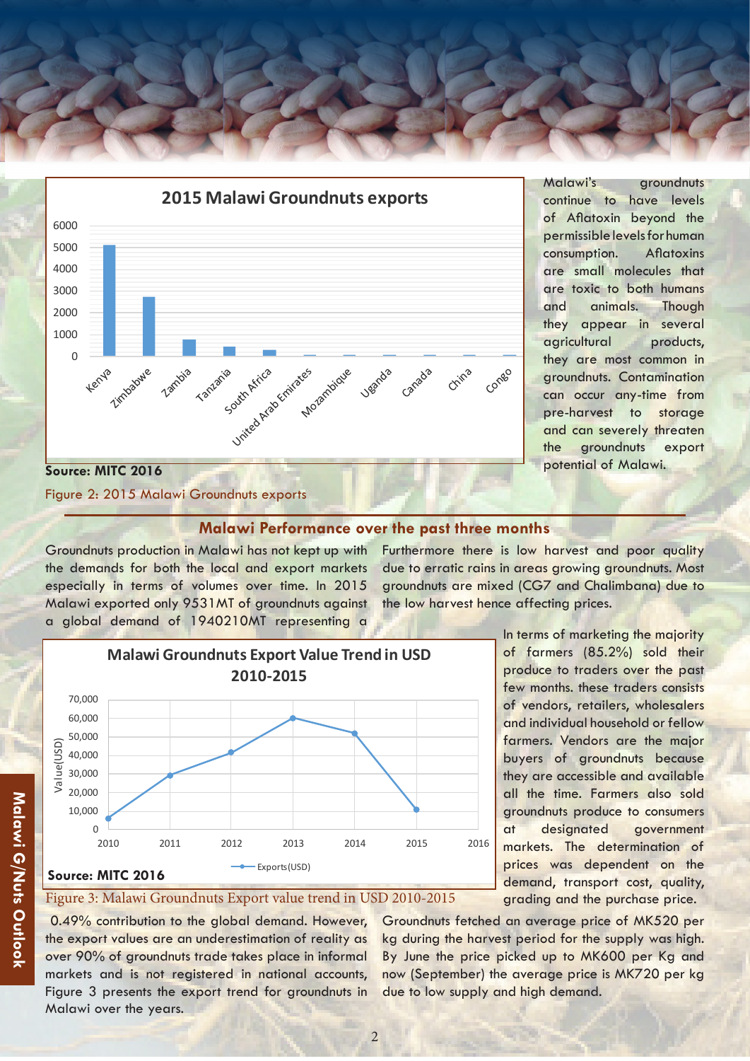**Source: MITC 2016**

Figure 2: 2015 Malawi Groundnuts exports

Malawi's groundnuts continue to have levels of Aflatoxin beyond the permissible levels for human consumption. Aflatoxins are small molecules that are toxic to both humans and animals. Though they appear in several agricultural products, they are most common in groundnuts. Contamination can occur any-time from pre-harvest to storage and can severely threaten the groundnuts export potential of Malawi.

## Malawi Performance over the past three months

Groundnuts production in Malawi has not kept up with the demands for both the local and export markets especially in terms of volumes over time. In 2015 Malawi exported only 9531MT of groundnuts against a global demand of 1940210MT representing a 0.49% contribution to the global demand. However, the export values are an underestimation of reality as over 90% of groundnuts trade takes place in informal markets and is not registered in national accounts, Figure 3 presents the export trend for groundnuts in Malawi over the years.

**Source: MITC 2016**

Figure 3: Malawi Groundnuts Export value trend in USD 2010-2015

Furthermore there is low harvest and poor quality due to erratic rains in areas growing groundnuts. Most groundnuts are mixed (CG7 and Chalimbana) due to the low harvest hence affecting prices.

In terms of marketing the majority of farmers (85.2%) sold their produce to traders over the past few months. these traders consists of vendors, retailers, wholesalers and individual household or fellow farmers. Vendors are the major buyers of groundnuts because they are accessible and available all the time. Farmers also sold groundnuts produce to consumers at designated government markets. The determination of prices was dependent on the demand, transport cost, quality, grading and the purchase price.

Groundnuts fetched an average price of MK520 per kg during the harvest period for the supply was high. By June the price picked up to MK600 per Kg and now (September) the average price is MK720 per kg due to low supply and high demand.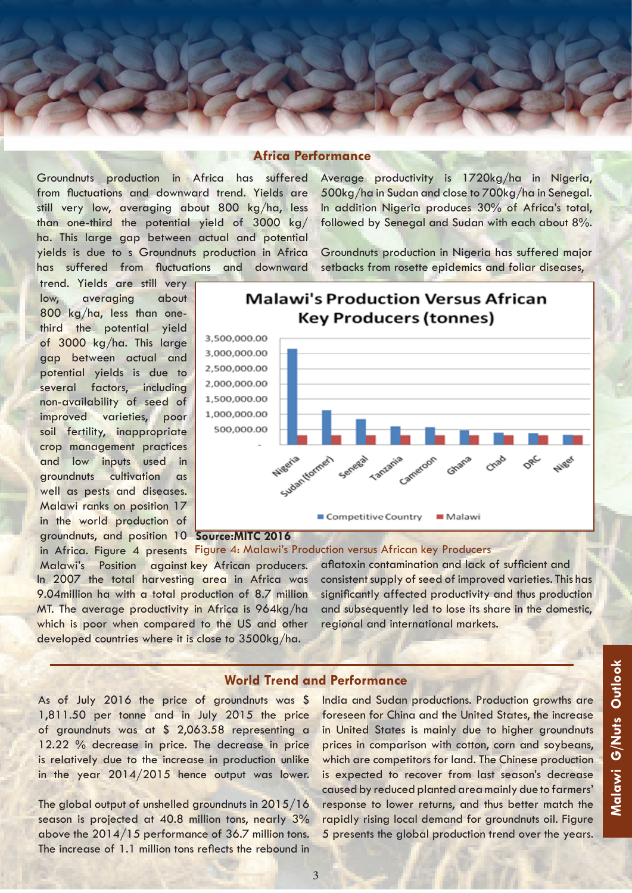## Africa Performance

Groundnuts production in Africa has suffered from fluctuations and downward trend. Yields are still very low, averaging about 800 kg/ha, less than one-third the potential yield of 3000 kg/ha. This large gap between actual and potential yields is due to s Groundnuts production in Africa has suffered from fluctuations and downward trend. Yields are still very low, averaging about 800 kg/ha, less than one-third the potential yield of 3000 kg/ha. This large gap between actual and potential yields is due to several factors, including non-availability of seed of improved varieties, poor soil fertility, inappropriate crop management practices and low inputs used in groundnuts cultivation as well as pests and diseases. Malawi ranks on position 17 in the world production of groundnuts, and position 10 in Africa. Figure 4 presents Malawi's Position against key African producers. In 2007 the total harvesting area in Africa was 9.04million ha with a total production of 8.7 million MT. The average productivity in Africa is 964kg/ha which is poor when compared to the US and other developed countries where it is close to 3500kg/ha.

Average productivity is 1720kg/ha in Nigeria, 500kg/ha in Sudan and close to 700kg/ha in Senegal. In addition Nigeria produces 30% of Africa's total, followed by Senegal and Sudan with each about 8%.

Groundnuts production in Nigeria has suffered major setbacks from rosette epidemics and foliar diseases, aflatoxin contamination and lack of sufficient and consistent supply of seed of improved varieties. This has significantly affected productivity and thus production and subsequently led to lose its share in the domestic, regional and international markets.

**Malawi's Production Versus African Key Producers (tonnes)**

Chart legend: Competitive Country; Malawi. Countries: Nigeria, Sudan (former), Senegal, Tanzania, Cameroon, Ghana, Chad, DRC, Niger.

**Source:MITC 2016**

Figure 4: Malawi's Production versus African key Producers

## World Trend and Performance

As of July 2016 the price of groundnuts was $ 1,811.50 per tonne and in July 2015 the price of groundnuts was at $ 2,063.58 representing a 12.22 % decrease in price. The decrease in price is relatively due to the increase in production unlike in the year 2014/2015 hence output was lower.

The global output of unshelled groundnuts in 2015/16 season is projected at 40.8 million tons, nearly 3% above the 2014/15 performance of 36.7 million tons. The increase of 1.1 million tons reflects the rebound in India and Sudan productions. Production growths are foreseen for China and the United States, the increase in United States is mainly due to higher groundnuts prices in comparison with cotton, corn and soybeans, which are competitors for land. The Chinese production is expected to recover from last season's decrease caused by reduced planted area mainly due to farmers' response to lower returns, and thus better match the rapidly rising local demand for groundnuts oil. Figure 5 presents the global production trend over the years.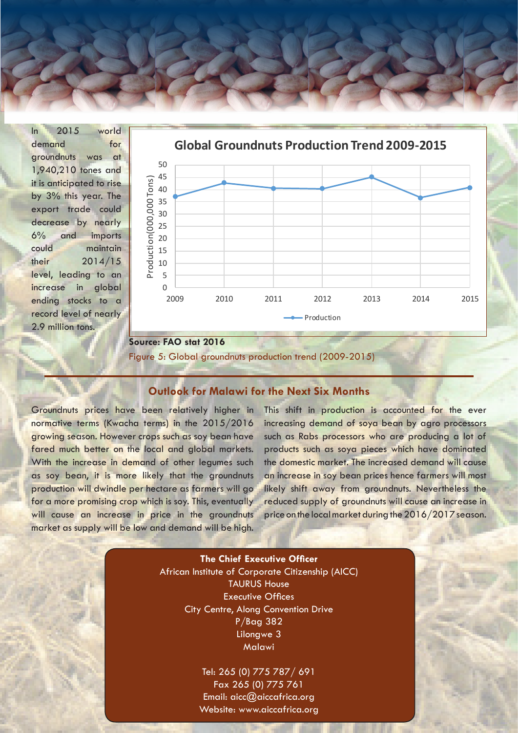In 2015 world demand for groundnuts was at 1,940,210 tones and it is anticipated to rise by 3% this year. The export trade could decrease by nearly 6% and imports could maintain their 2014/15 level, leading to an increase in global ending stocks to a record level of nearly 2.9 million tons.

**Global Groundnuts Production Trend 2009-2015**

Production(000,000 Tons)

50
45
40
35
30
25
20
15
10
5
0

2009 2010 2011 2012 2013 2014 2015

Production

**Source: FAO stat 2016**

Figure 5: Global groundnuts production trend (2009-2015)

## Outlook for Malawi for the Next Six Months

Groundnuts prices have been relatively higher in normative terms (Kwacha terms) in the 2015/2016 growing season. However crops such as soy bean have fared much better on the local and global markets. With the increase in demand of other legumes such as soy bean, it is more likely that the groundnuts production will dwindle per hectare as farmers will go for a more promising crop which is soy. This, eventually will cause an increase in price in the groundnuts market as supply will be low and demand will be high.

This shift in production is accounted for the ever increasing demand of soya bean by agro processors such as Rabs processors who are producing a lot of products such as soya pieces which have dominated the domestic market. The increased demand will cause an increase in soy bean prices hence farmers will most likely shift away from groundnuts. Nevertheless the reduced supply of groundnuts will cause an increase in price on the local market during the 2016/2017 season.

**The Chief Executive Officer**
African Institute of Corporate Citizenship (AICC)
TAURUS House
Executive Offices
City Centre, Along Convention Drive
P/Bag 382
Lilongwe 3
Malawi

Tel: 265 (0) 775 787/ 691
Fax 265 (0) 775 761
Email: aicc@aiccafrica.org
Website: www.aiccafrica.org